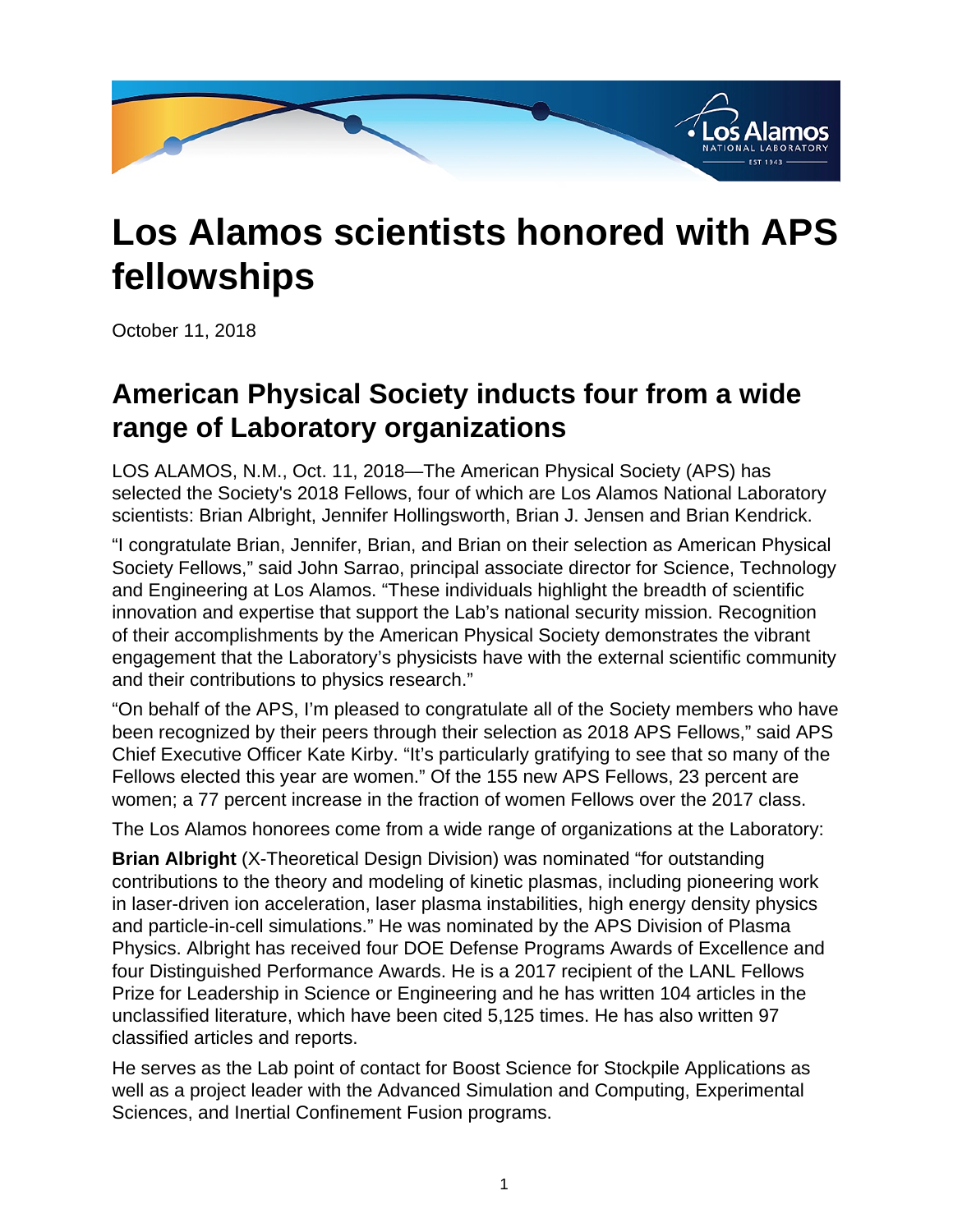# Los Alamos scientists honored with APS fellowships

October 11, 2018

## American Physical Society inducts four from a wide range of Laboratory organizations

LOS ALAMOS, N.M., Oct. 11, 2018—The American Physical Society (APS) has selected the Society's 2018 Fellows, four of which are Los Alamos National Laboratory scientists: Brian Albright, Jennifer Hollingsworth, Brian J. Jensen and Brian Kendrick.

"I congratulate Brian, Jennifer, Brian, and Brian on their selection as American Physical Society Fellows," said John Sarrao, principal associate director for Science, Technology and Engineering at Los Alamos. "These individuals highlight the breadth of scientific innovation and expertise that support the Lab's national security mission. Recognition of their accomplishments by the American Physical Society demonstrates the vibrant engagement that the Laboratory's physicists have with the external scientific community and their contributions to physics research."

"On behalf of the APS, I'm pleased to congratulate all of the Society members who have been recognized by their peers through their selection as 2018 APS Fellows," said APS Chief Executive Officer Kate Kirby. "It's particularly gratifying to see that so many of the Fellows elected this year are women." Of the 155 new APS Fellows, 23 percent are women; a 77 percent increase in the fraction of women Fellows over the 2017 class.

The Los Alamos honorees come from a wide range of organizations at the Laboratory:

**Brian Albright** (X-Theoretical Design Division) was nominated "for outstanding contributions to the theory and modeling of kinetic plasmas, including pioneering work in laser-driven ion acceleration, laser plasma instabilities, high energy density physics and particle-in-cell simulations." He was nominated by the APS Division of Plasma Physics. Albright has received four DOE Defense Programs Awards of Excellence and four Distinguished Performance Awards. He is a 2017 recipient of the LANL Fellows Prize for Leadership in Science or Engineering and he has written 104 articles in the unclassified literature, which have been cited 5,125 times. He has also written 97 classified articles and reports.

He serves as the Lab point of contact for Boost Science for Stockpile Applications as well as a project leader with the Advanced Simulation and Computing, Experimental Sciences, and Inertial Confinement Fusion programs.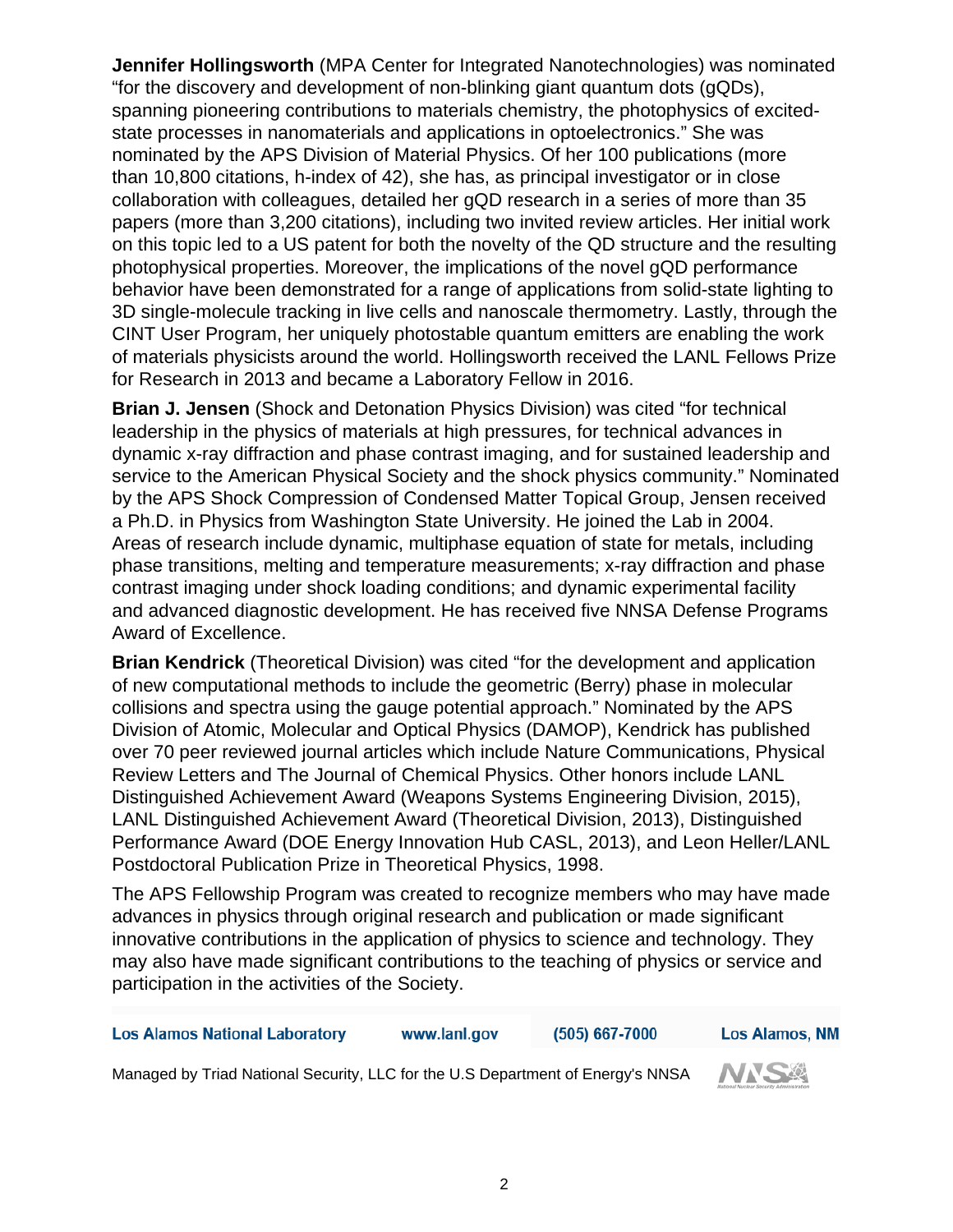**Jennifer Hollingsworth** (MPA Center for Integrated Nanotechnologies) was nominated "for the discovery and development of non-blinking giant quantum dots (gQDs), spanning pioneering contributions to materials chemistry, the photophysics of excited-state processes in nanomaterials and applications in optoelectronics." She was nominated by the APS Division of Material Physics. Of her 100 publications (more than 10,800 citations, h-index of 42), she has, as principal investigator or in close collaboration with colleagues, detailed her gQD research in a series of more than 35 papers (more than 3,200 citations), including two invited review articles. Her initial work on this topic led to a US patent for both the novelty of the QD structure and the resulting photophysical properties. Moreover, the implications of the novel gQD performance behavior have been demonstrated for a range of applications from solid-state lighting to 3D single-molecule tracking in live cells and nanoscale thermometry. Lastly, through the CINT User Program, her uniquely photostable quantum emitters are enabling the work of materials physicists around the world. Hollingsworth received the LANL Fellows Prize for Research in 2013 and became a Laboratory Fellow in 2016.

**Brian J. Jensen** (Shock and Detonation Physics Division) was cited "for technical leadership in the physics of materials at high pressures, for technical advances in dynamic x-ray diffraction and phase contrast imaging, and for sustained leadership and service to the American Physical Society and the shock physics community." Nominated by the APS Shock Compression of Condensed Matter Topical Group, Jensen received a Ph.D. in Physics from Washington State University. He joined the Lab in 2004. Areas of research include dynamic, multiphase equation of state for metals, including phase transitions, melting and temperature measurements; x-ray diffraction and phase contrast imaging under shock loading conditions; and dynamic experimental facility and advanced diagnostic development. He has received five NNSA Defense Programs Award of Excellence.

**Brian Kendrick** (Theoretical Division) was cited "for the development and application of new computational methods to include the geometric (Berry) phase in molecular collisions and spectra using the gauge potential approach." Nominated by the APS Division of Atomic, Molecular and Optical Physics (DAMOP), Kendrick has published over 70 peer reviewed journal articles which include Nature Communications, Physical Review Letters and The Journal of Chemical Physics. Other honors include LANL Distinguished Achievement Award (Weapons Systems Engineering Division, 2015), LANL Distinguished Achievement Award (Theoretical Division, 2013), Distinguished Performance Award (DOE Energy Innovation Hub CASL, 2013), and Leon Heller/LANL Postdoctoral Publication Prize in Theoretical Physics, 1998.

The APS Fellowship Program was created to recognize members who may have made advances in physics through original research and publication or made significant innovative contributions in the application of physics to science and technology. They may also have made significant contributions to the teaching of physics or service and participation in the activities of the Society.

**Los Alamos National Laboratory** www.lanl.gov (505) 667-7000 Los Alamos, NM

Managed by Triad National Security, LLC for the U.S Department of Energy's NNSA